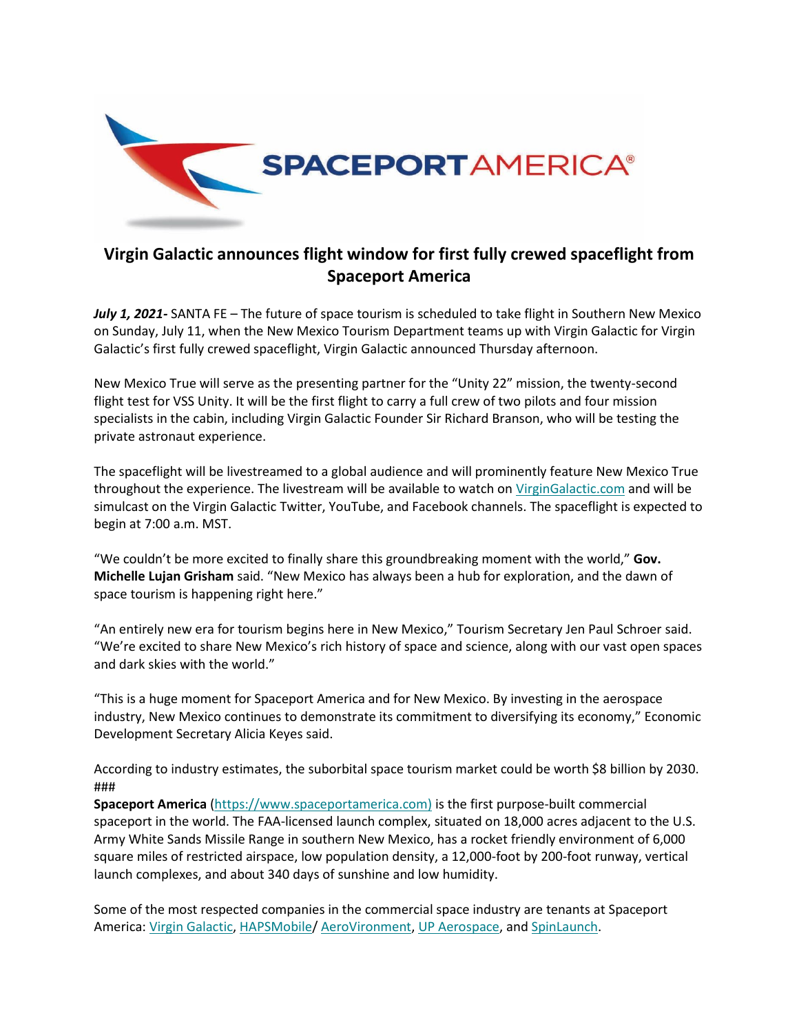# Virgin Galactic announces flight window for first fully crewed spaceflight from Spaceport America

***July 1, 2021-*** SANTA FE – The future of space tourism is scheduled to take flight in Southern New Mexico on Sunday, July 11, when the New Mexico Tourism Department teams up with Virgin Galactic for Virgin Galactic's first fully crewed spaceflight, Virgin Galactic announced Thursday afternoon.

New Mexico True will serve as the presenting partner for the "Unity 22" mission, the twenty-second flight test for VSS Unity. It will be the first flight to carry a full crew of two pilots and four mission specialists in the cabin, including Virgin Galactic Founder Sir Richard Branson, who will be testing the private astronaut experience.

The spaceflight will be livestreamed to a global audience and will prominently feature New Mexico True throughout the experience. The livestream will be available to watch on VirginGalactic.com and will be simulcast on the Virgin Galactic Twitter, YouTube, and Facebook channels. The spaceflight is expected to begin at 7:00 a.m. MST.

"We couldn't be more excited to finally share this groundbreaking moment with the world," **Gov. Michelle Lujan Grisham** said. "New Mexico has always been a hub for exploration, and the dawn of space tourism is happening right here."

"An entirely new era for tourism begins here in New Mexico," Tourism Secretary Jen Paul Schroer said. "We're excited to share New Mexico's rich history of space and science, along with our vast open spaces and dark skies with the world."

"This is a huge moment for Spaceport America and for New Mexico. By investing in the aerospace industry, New Mexico continues to demonstrate its commitment to diversifying its economy," Economic Development Secretary Alicia Keyes said.

According to industry estimates, the suborbital space tourism market could be worth $8 billion by 2030.

###

**Spaceport America** (https://www.spaceportamerica.com) is the first purpose-built commercial spaceport in the world. The FAA-licensed launch complex, situated on 18,000 acres adjacent to the U.S. Army White Sands Missile Range in southern New Mexico, has a rocket friendly environment of 6,000 square miles of restricted airspace, low population density, a 12,000-foot by 200-foot runway, vertical launch complexes, and about 340 days of sunshine and low humidity.

Some of the most respected companies in the commercial space industry are tenants at Spaceport America: Virgin Galactic, HAPSMobile/ AeroVironment, UP Aerospace, and SpinLaunch.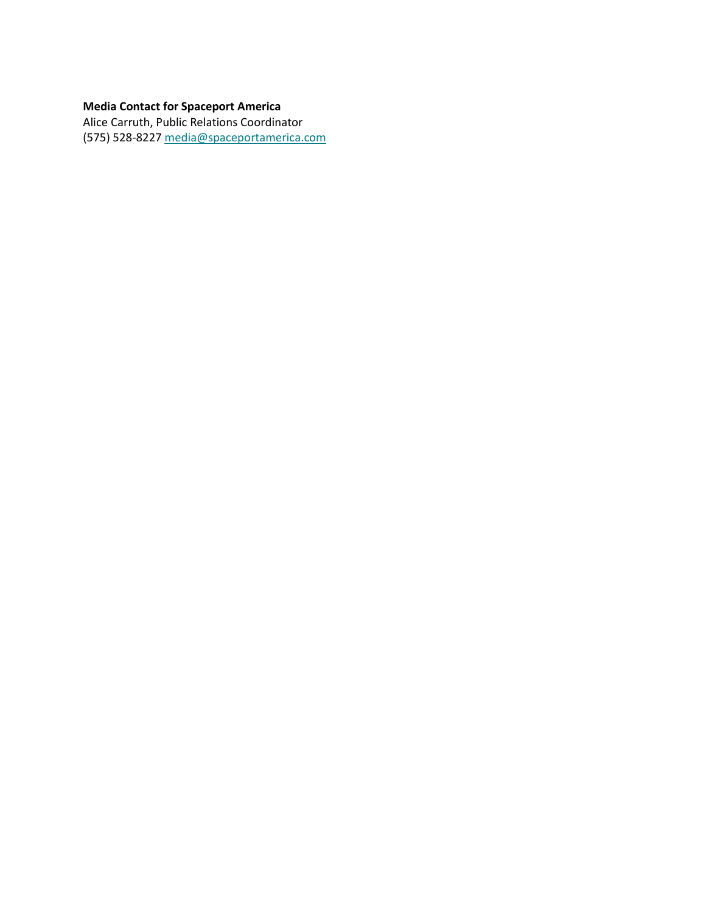**Media Contact for Spaceport America**
Alice Carruth, Public Relations Coordinator
(575) 528-8227 media@spaceportamerica.com